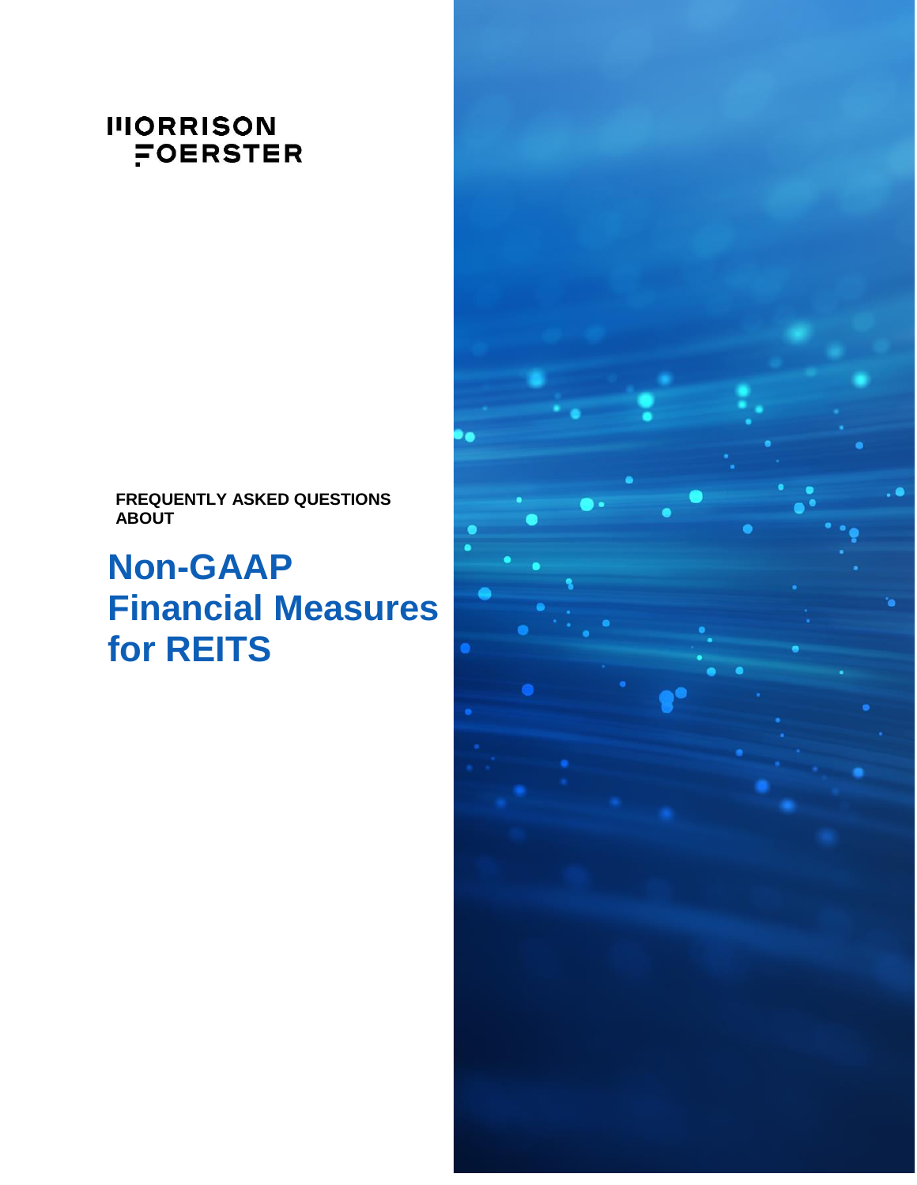MORRISON FOERSTER

FREQUENTLY ASKED QUESTIONS ABOUT

# Non-GAAP Financial Measures for REITS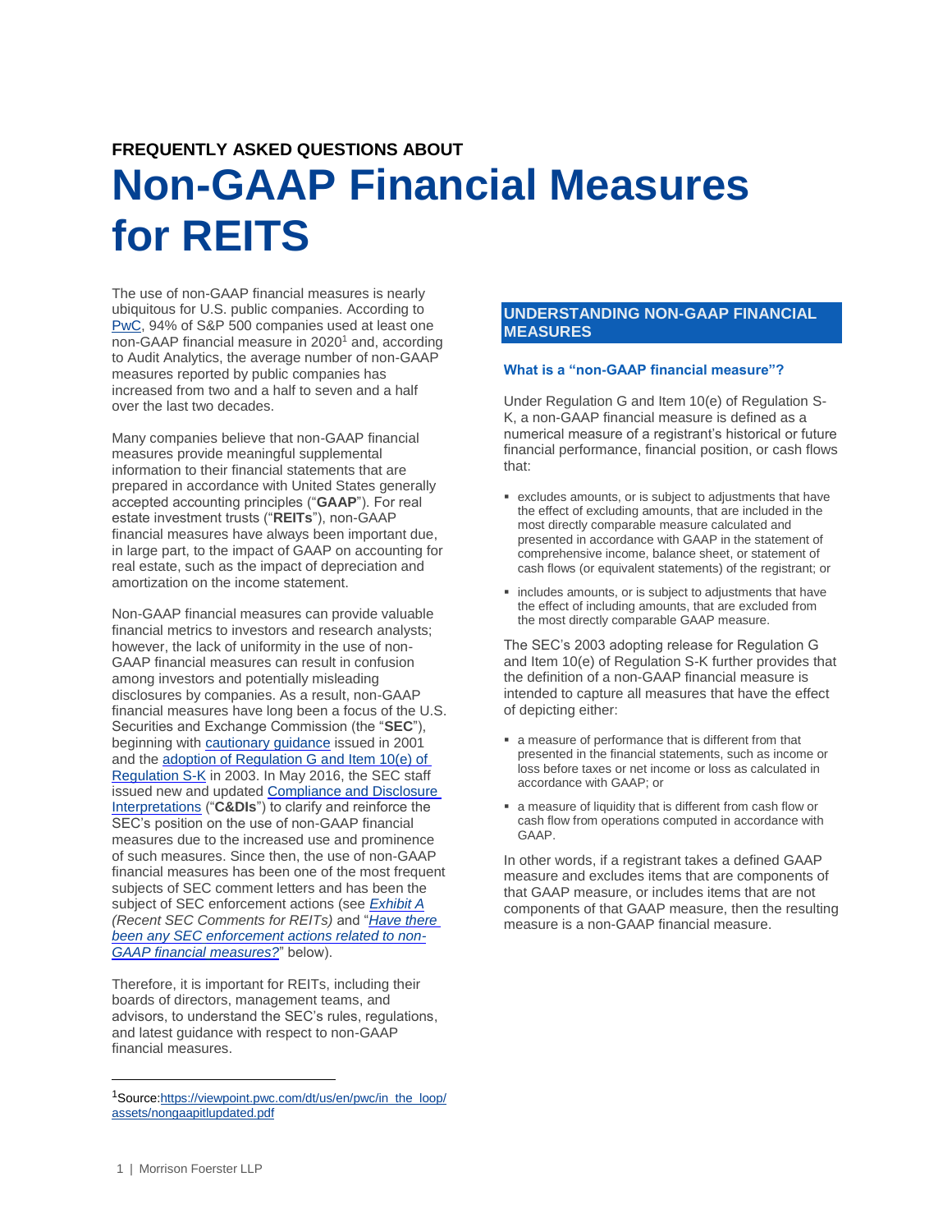FREQUENTLY ASKED QUESTIONS ABOUT

# Non-GAAP Financial Measures for REITS

The use of non-GAAP financial measures is nearly ubiquitous for U.S. public companies. According to PwC, 94% of S&P 500 companies used at least one non-GAAP financial measure in 2020[1] and, according to Audit Analytics, the average number of non-GAAP measures reported by public companies has increased from two and a half to seven and a half over the last two decades.

Many companies believe that non-GAAP financial measures provide meaningful supplemental information to their financial statements that are prepared in accordance with United States generally accepted accounting principles ("**GAAP**"). For real estate investment trusts ("**REITs**"), non-GAAP financial measures have always been important due, in large part, to the impact of GAAP on accounting for real estate, such as the impact of depreciation and amortization on the income statement.

Non-GAAP financial measures can provide valuable financial metrics to investors and research analysts; however, the lack of uniformity in the use of non-GAAP financial measures can result in confusion among investors and potentially misleading disclosures by companies. As a result, non-GAAP financial measures have long been a focus of the U.S. Securities and Exchange Commission (the "**SEC**"), beginning with cautionary guidance issued in 2001 and the adoption of Regulation G and Item 10(e) of Regulation S-K in 2003. In May 2016, the SEC staff issued new and updated Compliance and Disclosure Interpretations ("**C&DIs**") to clarify and reinforce the SEC's position on the use of non-GAAP financial measures due to the increased use and prominence of such measures. Since then, the use of non-GAAP financial measures has been one of the most frequent subjects of SEC comment letters and has been the subject of SEC enforcement actions (see *Exhibit A (Recent SEC Comments for REITs)* and "*Have there been any SEC enforcement actions related to non-GAAP financial measures?*" below).

Therefore, it is important for REITs, including their boards of directors, management teams, and advisors, to understand the SEC's rules, regulations, and latest guidance with respect to non-GAAP financial measures.

[1] Source: https://viewpoint.pwc.com/dt/us/en/pwc/in_the_loop/assets/nongaapitlupdated.pdf

## UNDERSTANDING NON-GAAP FINANCIAL MEASURES

### What is a "non-GAAP financial measure"?

Under Regulation G and Item 10(e) of Regulation S-K, a non-GAAP financial measure is defined as a numerical measure of a registrant's historical or future financial performance, financial position, or cash flows that:

- excludes amounts, or is subject to adjustments that have the effect of excluding amounts, that are included in the most directly comparable measure calculated and presented in accordance with GAAP in the statement of comprehensive income, balance sheet, or statement of cash flows (or equivalent statements) of the registrant; or
- includes amounts, or is subject to adjustments that have the effect of including amounts, that are excluded from the most directly comparable GAAP measure.

The SEC's 2003 adopting release for Regulation G and Item 10(e) of Regulation S-K further provides that the definition of a non-GAAP financial measure is intended to capture all measures that have the effect of depicting either:

- a measure of performance that is different from that presented in the financial statements, such as income or loss before taxes or net income or loss as calculated in accordance with GAAP; or
- a measure of liquidity that is different from cash flow or cash flow from operations computed in accordance with GAAP.

In other words, if a registrant takes a defined GAAP measure and excludes items that are components of that GAAP measure, or includes items that are not components of that GAAP measure, then the resulting measure is a non-GAAP financial measure.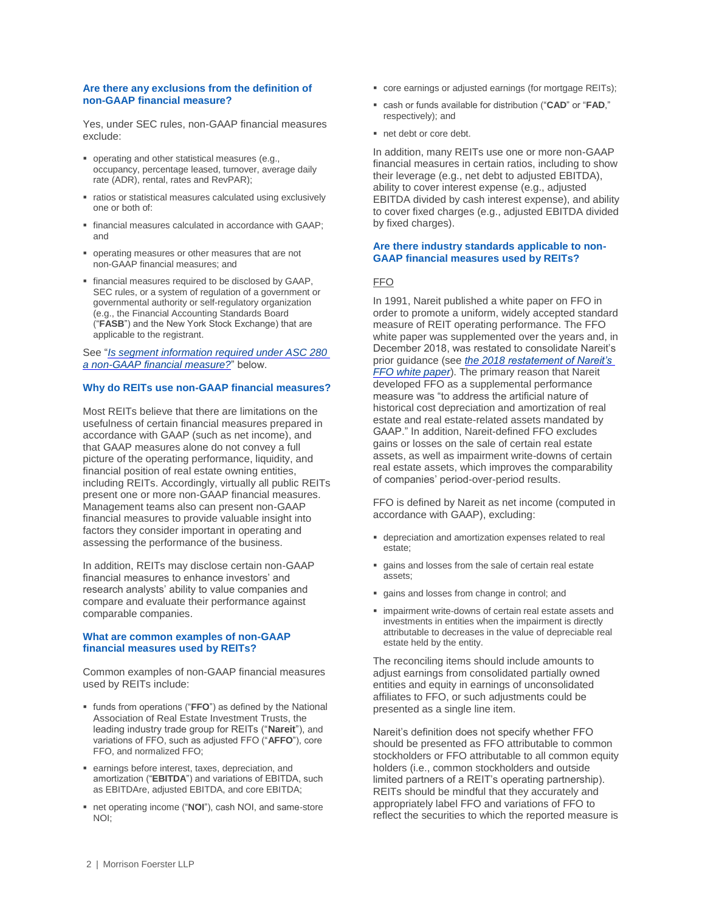### Are there any exclusions from the definition of non-GAAP financial measure?

Yes, under SEC rules, non-GAAP financial measures exclude:

- operating and other statistical measures (e.g., occupancy, percentage leased, turnover, average daily rate (ADR), rental, rates and RevPAR);
- ratios or statistical measures calculated using exclusively one or both of:
- financial measures calculated in accordance with GAAP; and
- operating measures or other measures that are not non-GAAP financial measures; and
- financial measures required to be disclosed by GAAP, SEC rules, or a system of regulation of a government or governmental authority or self-regulatory organization (e.g., the Financial Accounting Standards Board ("**FASB**") and the New York Stock Exchange) that are applicable to the registrant.

See "*Is segment information required under ASC 280 a non-GAAP financial measure?*" below.

### Why do REITs use non-GAAP financial measures?

Most REITs believe that there are limitations on the usefulness of certain financial measures prepared in accordance with GAAP (such as net income), and that GAAP measures alone do not convey a full picture of the operating performance, liquidity, and financial position of real estate owning entities, including REITs. Accordingly, virtually all public REITs present one or more non-GAAP financial measures. Management teams also can present non-GAAP financial measures to provide valuable insight into factors they consider important in operating and assessing the performance of the business.

In addition, REITs may disclose certain non-GAAP financial measures to enhance investors' and research analysts' ability to value companies and compare and evaluate their performance against comparable companies.

### What are common examples of non-GAAP financial measures used by REITs?

Common examples of non-GAAP financial measures used by REITs include:

- funds from operations ("**FFO**") as defined by the National Association of Real Estate Investment Trusts, the leading industry trade group for REITs ("**Nareit**"), and variations of FFO, such as adjusted FFO ("**AFFO**"), core FFO, and normalized FFO;
- earnings before interest, taxes, depreciation, and amortization ("**EBITDA**") and variations of EBITDA, such as EBITDAre, adjusted EBITDA, and core EBITDA;
- net operating income ("**NOI**"), cash NOI, and same-store NOI;
- core earnings or adjusted earnings (for mortgage REITs);
- cash or funds available for distribution ("**CAD**" or "**FAD**," respectively); and
- net debt or core debt.

In addition, many REITs use one or more non-GAAP financial measures in certain ratios, including to show their leverage (e.g., net debt to adjusted EBITDA), ability to cover interest expense (e.g., adjusted EBITDA divided by cash interest expense), and ability to cover fixed charges (e.g., adjusted EBITDA divided by fixed charges).

### Are there industry standards applicable to non-GAAP financial measures used by REITs?

FFO

In 1991, Nareit published a white paper on FFO in order to promote a uniform, widely accepted standard measure of REIT operating performance. The FFO white paper was supplemented over the years and, in December 2018, was restated to consolidate Nareit's prior guidance (see *the 2018 restatement of Nareit's FFO white paper*). The primary reason that Nareit developed FFO as a supplemental performance measure was "to address the artificial nature of historical cost depreciation and amortization of real estate and real estate-related assets mandated by GAAP." In addition, Nareit-defined FFO excludes gains or losses on the sale of certain real estate assets, as well as impairment write-downs of certain real estate assets, which improves the comparability of companies' period-over-period results.

FFO is defined by Nareit as net income (computed in accordance with GAAP), excluding:

- depreciation and amortization expenses related to real estate;
- gains and losses from the sale of certain real estate assets;
- gains and losses from change in control; and
- impairment write-downs of certain real estate assets and investments in entities when the impairment is directly attributable to decreases in the value of depreciable real estate held by the entity.

The reconciling items should include amounts to adjust earnings from consolidated partially owned entities and equity in earnings of unconsolidated affiliates to FFO, or such adjustments could be presented as a single line item.

Nareit's definition does not specify whether FFO should be presented as FFO attributable to common stockholders or FFO attributable to all common equity holders (i.e., common stockholders and outside limited partners of a REIT's operating partnership). REITs should be mindful that they accurately and appropriately label FFO and variations of FFO to reflect the securities to which the reported measure is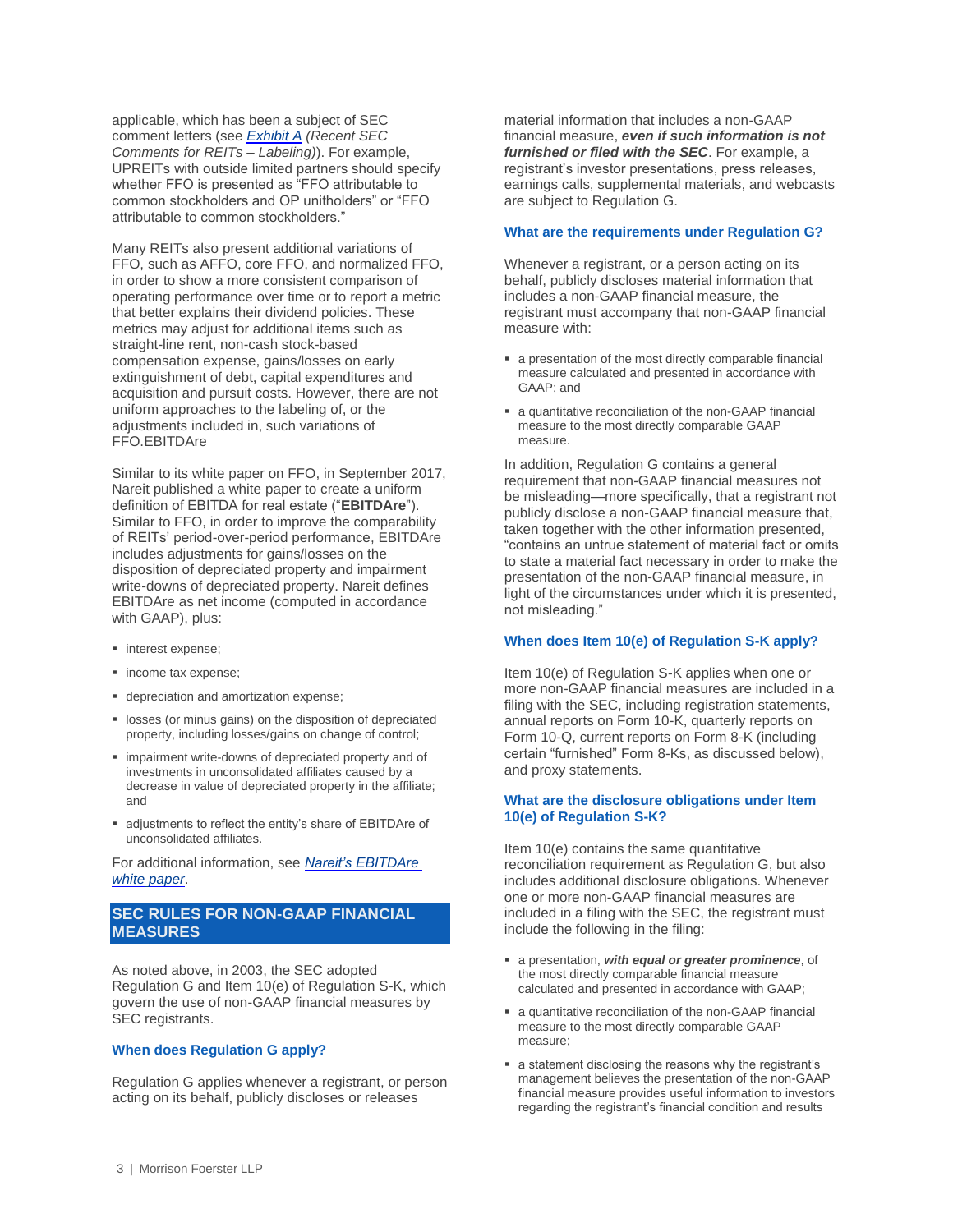applicable, which has been a subject of SEC comment letters (see *Exhibit A* (*Recent SEC Comments for REITs – Labeling*)). For example, UPREITs with outside limited partners should specify whether FFO is presented as "FFO attributable to common stockholders and OP unitholders" or "FFO attributable to common stockholders."

Many REITs also present additional variations of FFO, such as AFFO, core FFO, and normalized FFO, in order to show a more consistent comparison of operating performance over time or to report a metric that better explains their dividend policies. These metrics may adjust for additional items such as straight-line rent, non-cash stock-based compensation expense, gains/losses on early extinguishment of debt, capital expenditures and acquisition and pursuit costs. However, there are not uniform approaches to the labeling of, or the adjustments included in, such variations of FFO.EBITDAre

Similar to its white paper on FFO, in September 2017, Nareit published a white paper to create a uniform definition of EBITDA for real estate ("**EBITDAre**"). Similar to FFO, in order to improve the comparability of REITs' period-over-period performance, EBITDAre includes adjustments for gains/losses on the disposition of depreciated property and impairment write-downs of depreciated property. Nareit defines EBITDAre as net income (computed in accordance with GAAP), plus:

- interest expense;
- income tax expense;
- depreciation and amortization expense;
- losses (or minus gains) on the disposition of depreciated property, including losses/gains on change of control;
- impairment write-downs of depreciated property and of investments in unconsolidated affiliates caused by a decrease in value of depreciated property in the affiliate; and
- adjustments to reflect the entity's share of EBITDAre of unconsolidated affiliates.

For additional information, see *Nareit's EBITDAre white paper*.

## SEC RULES FOR NON-GAAP FINANCIAL MEASURES

As noted above, in 2003, the SEC adopted Regulation G and Item 10(e) of Regulation S-K, which govern the use of non-GAAP financial measures by SEC registrants.

### When does Regulation G apply?

Regulation G applies whenever a registrant, or person acting on its behalf, publicly discloses or releases material information that includes a non-GAAP financial measure, ***even if such information is not furnished or filed with the SEC***. For example, a registrant's investor presentations, press releases, earnings calls, supplemental materials, and webcasts are subject to Regulation G.

### What are the requirements under Regulation G?

Whenever a registrant, or a person acting on its behalf, publicly discloses material information that includes a non-GAAP financial measure, the registrant must accompany that non-GAAP financial measure with:

- a presentation of the most directly comparable financial measure calculated and presented in accordance with GAAP; and
- a quantitative reconciliation of the non-GAAP financial measure to the most directly comparable GAAP measure.

In addition, Regulation G contains a general requirement that non-GAAP financial measures not be misleading—more specifically, that a registrant not publicly disclose a non-GAAP financial measure that, taken together with the other information presented, "contains an untrue statement of material fact or omits to state a material fact necessary in order to make the presentation of the non-GAAP financial measure, in light of the circumstances under which it is presented, not misleading."

### When does Item 10(e) of Regulation S-K apply?

Item 10(e) of Regulation S-K applies when one or more non-GAAP financial measures are included in a filing with the SEC, including registration statements, annual reports on Form 10-K, quarterly reports on Form 10-Q, current reports on Form 8-K (including certain "furnished" Form 8-Ks, as discussed below), and proxy statements.

### What are the disclosure obligations under Item 10(e) of Regulation S-K?

Item 10(e) contains the same quantitative reconciliation requirement as Regulation G, but also includes additional disclosure obligations. Whenever one or more non-GAAP financial measures are included in a filing with the SEC, the registrant must include the following in the filing:

- a presentation, ***with equal or greater prominence***, of the most directly comparable financial measure calculated and presented in accordance with GAAP;
- a quantitative reconciliation of the non-GAAP financial measure to the most directly comparable GAAP measure;
- a statement disclosing the reasons why the registrant's management believes the presentation of the non-GAAP financial measure provides useful information to investors regarding the registrant's financial condition and results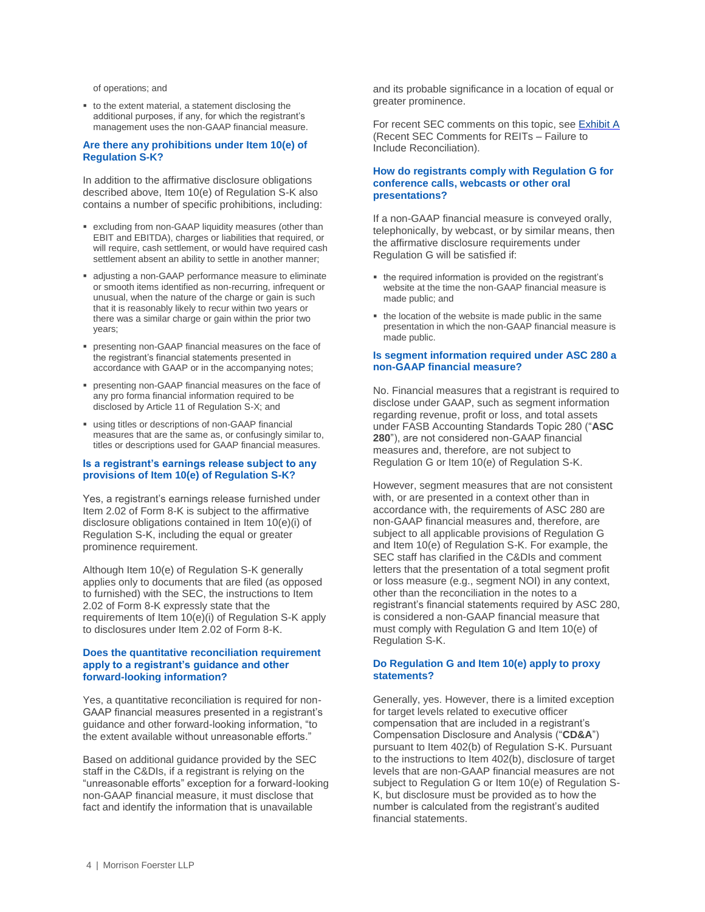of operations; and

- to the extent material, a statement disclosing the additional purposes, if any, for which the registrant's management uses the non-GAAP financial measure.

### Are there any prohibitions under Item 10(e) of Regulation S-K?

In addition to the affirmative disclosure obligations described above, Item 10(e) of Regulation S-K also contains a number of specific prohibitions, including:

- excluding from non-GAAP liquidity measures (other than EBIT and EBITDA), charges or liabilities that required, or will require, cash settlement, or would have required cash settlement absent an ability to settle in another manner;
- adjusting a non-GAAP performance measure to eliminate or smooth items identified as non-recurring, infrequent or unusual, when the nature of the charge or gain is such that it is reasonably likely to recur within two years or there was a similar charge or gain within the prior two years;
- presenting non-GAAP financial measures on the face of the registrant's financial statements presented in accordance with GAAP or in the accompanying notes;
- presenting non-GAAP financial measures on the face of any pro forma financial information required to be disclosed by Article 11 of Regulation S-X; and
- using titles or descriptions of non-GAAP financial measures that are the same as, or confusingly similar to, titles or descriptions used for GAAP financial measures.

### Is a registrant's earnings release subject to any provisions of Item 10(e) of Regulation S-K?

Yes, a registrant's earnings release furnished under Item 2.02 of Form 8-K is subject to the affirmative disclosure obligations contained in Item 10(e)(i) of Regulation S-K, including the equal or greater prominence requirement.

Although Item 10(e) of Regulation S-K generally applies only to documents that are filed (as opposed to furnished) with the SEC, the instructions to Item 2.02 of Form 8-K expressly state that the requirements of Item 10(e)(i) of Regulation S-K apply to disclosures under Item 2.02 of Form 8-K.

### Does the quantitative reconciliation requirement apply to a registrant's guidance and other forward-looking information?

Yes, a quantitative reconciliation is required for non-GAAP financial measures presented in a registrant's guidance and other forward-looking information, "to the extent available without unreasonable efforts."

Based on additional guidance provided by the SEC staff in the C&DIs, if a registrant is relying on the "unreasonable efforts" exception for a forward-looking non-GAAP financial measure, it must disclose that fact and identify the information that is unavailable and its probable significance in a location of equal or greater prominence.

For recent SEC comments on this topic, see Exhibit A (Recent SEC Comments for REITs – Failure to Include Reconciliation).

### How do registrants comply with Regulation G for conference calls, webcasts or other oral presentations?

If a non-GAAP financial measure is conveyed orally, telephonically, by webcast, or by similar means, then the affirmative disclosure requirements under Regulation G will be satisfied if:

- the required information is provided on the registrant's website at the time the non-GAAP financial measure is made public; and
- the location of the website is made public in the same presentation in which the non-GAAP financial measure is made public.

### Is segment information required under ASC 280 a non-GAAP financial measure?

No. Financial measures that a registrant is required to disclose under GAAP, such as segment information regarding revenue, profit or loss, and total assets under FASB Accounting Standards Topic 280 ("**ASC 280**"), are not considered non-GAAP financial measures and, therefore, are not subject to Regulation G or Item 10(e) of Regulation S-K.

However, segment measures that are not consistent with, or are presented in a context other than in accordance with, the requirements of ASC 280 are non-GAAP financial measures and, therefore, are subject to all applicable provisions of Regulation G and Item 10(e) of Regulation S-K. For example, the SEC staff has clarified in the C&DIs and comment letters that the presentation of a total segment profit or loss measure (e.g., segment NOI) in any context, other than the reconciliation in the notes to a registrant's financial statements required by ASC 280, is considered a non-GAAP financial measure that must comply with Regulation G and Item 10(e) of Regulation S-K.

### Do Regulation G and Item 10(e) apply to proxy statements?

Generally, yes. However, there is a limited exception for target levels related to executive officer compensation that are included in a registrant's Compensation Disclosure and Analysis ("**CD&A**") pursuant to Item 402(b) of Regulation S-K. Pursuant to the instructions to Item 402(b), disclosure of target levels that are non-GAAP financial measures are not subject to Regulation G or Item 10(e) of Regulation S-K, but disclosure must be provided as to how the number is calculated from the registrant's audited financial statements.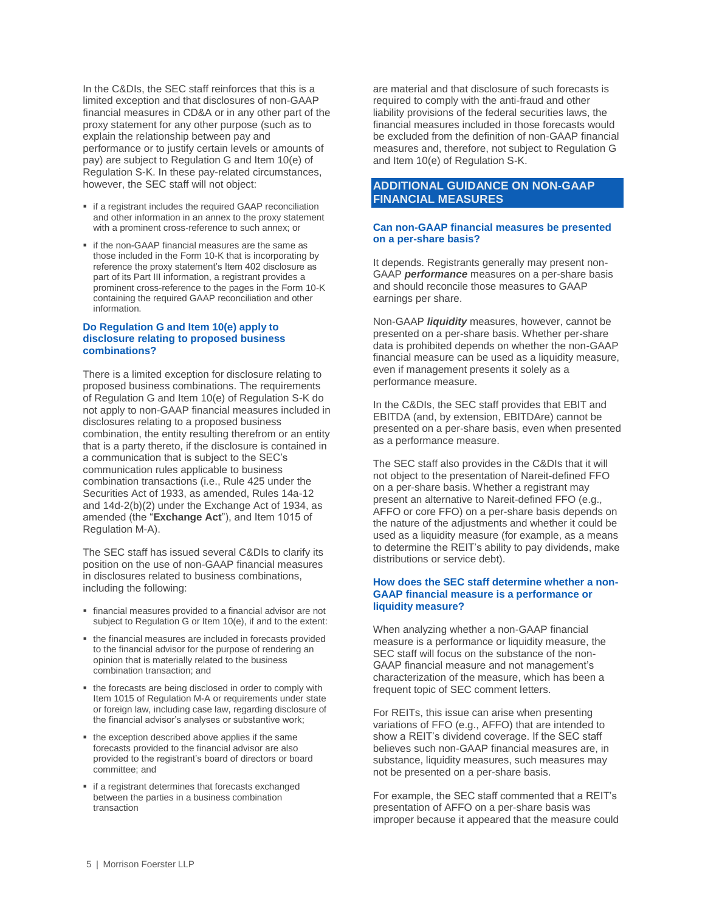In the C&DIs, the SEC staff reinforces that this is a limited exception and that disclosures of non-GAAP financial measures in CD&A or in any other part of the proxy statement for any other purpose (such as to explain the relationship between pay and performance or to justify certain levels or amounts of pay) are subject to Regulation G and Item 10(e) of Regulation S-K. In these pay-related circumstances, however, the SEC staff will not object:

- if a registrant includes the required GAAP reconciliation and other information in an annex to the proxy statement with a prominent cross-reference to such annex; or
- if the non-GAAP financial measures are the same as those included in the Form 10-K that is incorporating by reference the proxy statement's Item 402 disclosure as part of its Part III information, a registrant provides a prominent cross-reference to the pages in the Form 10-K containing the required GAAP reconciliation and other information.

### Do Regulation G and Item 10(e) apply to disclosure relating to proposed business combinations?

There is a limited exception for disclosure relating to proposed business combinations. The requirements of Regulation G and Item 10(e) of Regulation S-K do not apply to non-GAAP financial measures included in disclosures relating to a proposed business combination, the entity resulting therefrom or an entity that is a party thereto, if the disclosure is contained in a communication that is subject to the SEC's communication rules applicable to business combination transactions (i.e., Rule 425 under the Securities Act of 1933, as amended, Rules 14a-12 and 14d-2(b)(2) under the Exchange Act of 1934, as amended (the "**Exchange Act**"), and Item 1015 of Regulation M-A).

The SEC staff has issued several C&DIs to clarify its position on the use of non-GAAP financial measures in disclosures related to business combinations, including the following:

- financial measures provided to a financial advisor are not subject to Regulation G or Item 10(e), if and to the extent:
- the financial measures are included in forecasts provided to the financial advisor for the purpose of rendering an opinion that is materially related to the business combination transaction; and
- the forecasts are being disclosed in order to comply with Item 1015 of Regulation M-A or requirements under state or foreign law, including case law, regarding disclosure of the financial advisor's analyses or substantive work;
- the exception described above applies if the same forecasts provided to the financial advisor are also provided to the registrant's board of directors or board committee; and
- if a registrant determines that forecasts exchanged between the parties in a business combination transaction are material and that disclosure of such forecasts is required to comply with the anti-fraud and other liability provisions of the federal securities laws, the financial measures included in those forecasts would be excluded from the definition of non-GAAP financial measures and, therefore, not subject to Regulation G and Item 10(e) of Regulation S-K.

## ADDITIONAL GUIDANCE ON NON-GAAP FINANCIAL MEASURES

### Can non-GAAP financial measures be presented on a per-share basis?

It depends. Registrants generally may present non-GAAP ***performance*** measures on a per-share basis and should reconcile those measures to GAAP earnings per share.

Non-GAAP ***liquidity*** measures, however, cannot be presented on a per-share basis. Whether per-share data is prohibited depends on whether the non-GAAP financial measure can be used as a liquidity measure, even if management presents it solely as a performance measure.

In the C&DIs, the SEC staff provides that EBIT and EBITDA (and, by extension, EBITDAre) cannot be presented on a per-share basis, even when presented as a performance measure.

The SEC staff also provides in the C&DIs that it will not object to the presentation of Nareit-defined FFO on a per-share basis. Whether a registrant may present an alternative to Nareit-defined FFO (e.g., AFFO or core FFO) on a per-share basis depends on the nature of the adjustments and whether it could be used as a liquidity measure (for example, as a means to determine the REIT's ability to pay dividends, make distributions or service debt).

### How does the SEC staff determine whether a non-GAAP financial measure is a performance or liquidity measure?

When analyzing whether a non-GAAP financial measure is a performance or liquidity measure, the SEC staff will focus on the substance of the non-GAAP financial measure and not management's characterization of the measure, which has been a frequent topic of SEC comment letters.

For REITs, this issue can arise when presenting variations of FFO (e.g., AFFO) that are intended to show a REIT's dividend coverage. If the SEC staff believes such non-GAAP financial measures are, in substance, liquidity measures, such measures may not be presented on a per-share basis.

For example, the SEC staff commented that a REIT's presentation of AFFO on a per-share basis was improper because it appeared that the measure could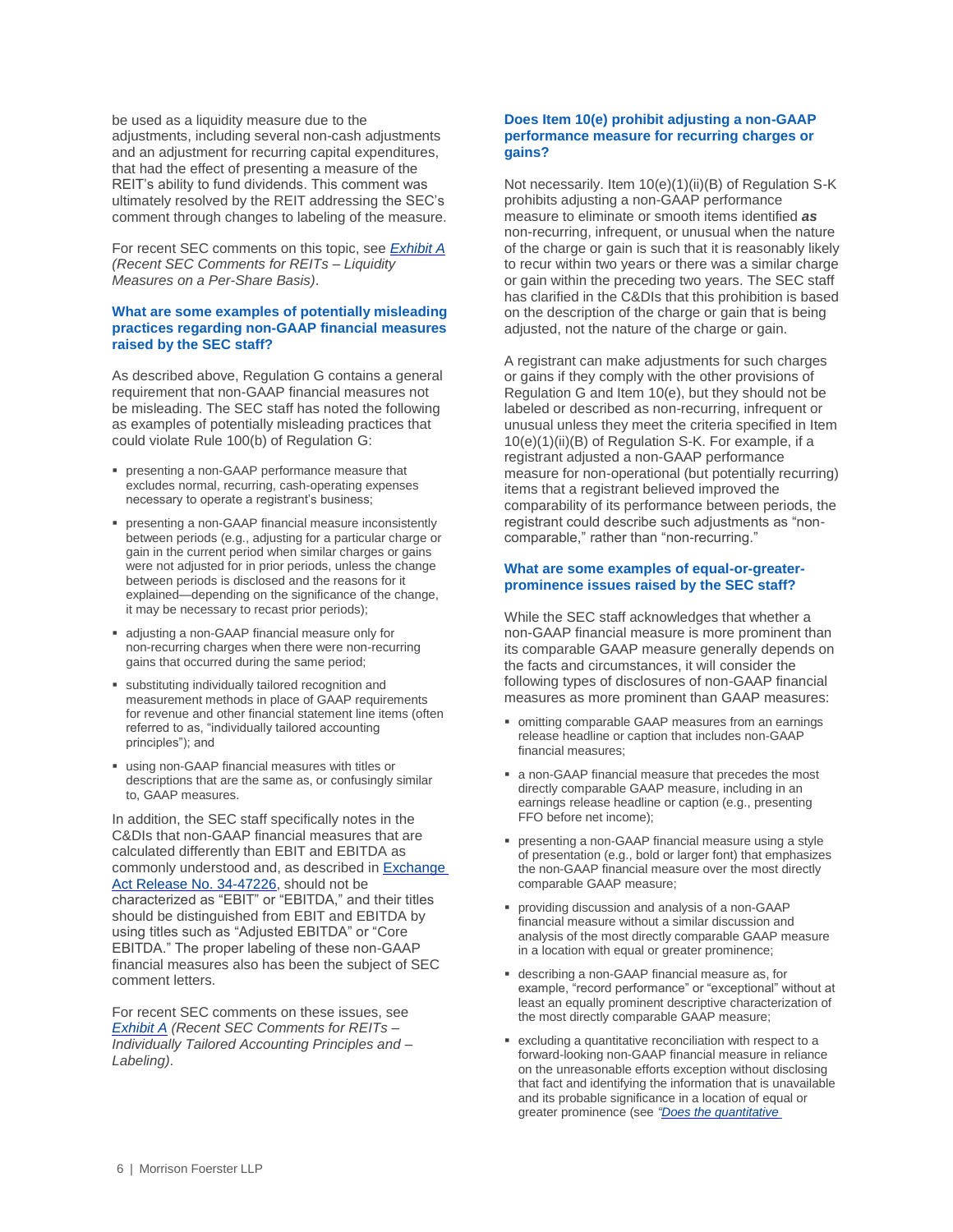be used as a liquidity measure due to the adjustments, including several non-cash adjustments and an adjustment for recurring capital expenditures, that had the effect of presenting a measure of the REIT's ability to fund dividends. This comment was ultimately resolved by the REIT addressing the SEC's comment through changes to labeling of the measure.

For recent SEC comments on this topic, see *Exhibit A (Recent SEC Comments for REITs – Liquidity Measures on a Per-Share Basis)*.

### What are some examples of potentially misleading practices regarding non-GAAP financial measures raised by the SEC staff?

As described above, Regulation G contains a general requirement that non-GAAP financial measures not be misleading. The SEC staff has noted the following as examples of potentially misleading practices that could violate Rule 100(b) of Regulation G:

- presenting a non-GAAP performance measure that excludes normal, recurring, cash-operating expenses necessary to operate a registrant's business;
- presenting a non-GAAP financial measure inconsistently between periods (e.g., adjusting for a particular charge or gain in the current period when similar charges or gains were not adjusted for in prior periods, unless the change between periods is disclosed and the reasons for it explained—depending on the significance of the change, it may be necessary to recast prior periods);
- adjusting a non-GAAP financial measure only for non-recurring charges when there were non-recurring gains that occurred during the same period;
- substituting individually tailored recognition and measurement methods in place of GAAP requirements for revenue and other financial statement line items (often referred to as, "individually tailored accounting principles"); and
- using non-GAAP financial measures with titles or descriptions that are the same as, or confusingly similar to, GAAP measures.

In addition, the SEC staff specifically notes in the C&DIs that non-GAAP financial measures that are calculated differently than EBIT and EBITDA as commonly understood and, as described in Exchange Act Release No. 34-47226, should not be characterized as "EBIT" or "EBITDA," and their titles should be distinguished from EBIT and EBITDA by using titles such as "Adjusted EBITDA" or "Core EBITDA." The proper labeling of these non-GAAP financial measures also has been the subject of SEC comment letters.

For recent SEC comments on these issues, see *Exhibit A (Recent SEC Comments for REITs – Individually Tailored Accounting Principles and – Labeling)*.

### Does Item 10(e) prohibit adjusting a non-GAAP performance measure for recurring charges or gains?

Not necessarily. Item 10(e)(1)(ii)(B) of Regulation S-K prohibits adjusting a non-GAAP performance measure to eliminate or smooth items identified ***as*** non-recurring, infrequent, or unusual when the nature of the charge or gain is such that it is reasonably likely to recur within two years or there was a similar charge or gain within the preceding two years. The SEC staff has clarified in the C&DIs that this prohibition is based on the description of the charge or gain that is being adjusted, not the nature of the charge or gain.

A registrant can make adjustments for such charges or gains if they comply with the other provisions of Regulation G and Item 10(e), but they should not be labeled or described as non-recurring, infrequent or unusual unless they meet the criteria specified in Item 10(e)(1)(ii)(B) of Regulation S-K. For example, if a registrant adjusted a non-GAAP performance measure for non-operational (but potentially recurring) items that a registrant believed improved the comparability of its performance between periods, the registrant could describe such adjustments as "non-comparable," rather than "non-recurring."

### What are some examples of equal-or-greater-prominence issues raised by the SEC staff?

While the SEC staff acknowledges that whether a non-GAAP financial measure is more prominent than its comparable GAAP measure generally depends on the facts and circumstances, it will consider the following types of disclosures of non-GAAP financial measures as more prominent than GAAP measures:

- omitting comparable GAAP measures from an earnings release headline or caption that includes non-GAAP financial measures;
- a non-GAAP financial measure that precedes the most directly comparable GAAP measure, including in an earnings release headline or caption (e.g., presenting FFO before net income);
- presenting a non-GAAP financial measure using a style of presentation (e.g., bold or larger font) that emphasizes the non-GAAP financial measure over the most directly comparable GAAP measure;
- providing discussion and analysis of a non-GAAP financial measure without a similar discussion and analysis of the most directly comparable GAAP measure in a location with equal or greater prominence;
- describing a non-GAAP financial measure as, for example, "record performance" or "exceptional" without at least an equally prominent descriptive characterization of the most directly comparable GAAP measure;
- excluding a quantitative reconciliation with respect to a forward-looking non-GAAP financial measure in reliance on the unreasonable efforts exception without disclosing that fact and identifying the information that is unavailable and its probable significance in a location of equal or greater prominence (see *"Does the quantitative*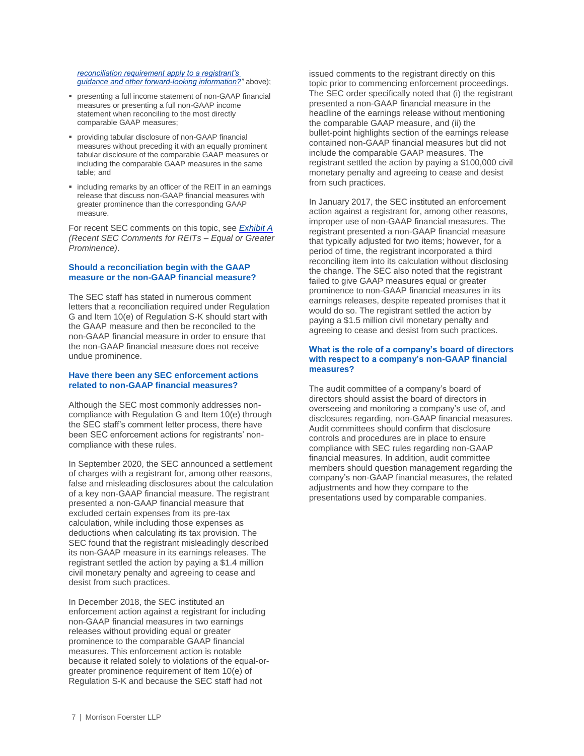*reconciliation requirement apply to a registrant's guidance and other forward-looking information?"* above);

- presenting a full income statement of non-GAAP financial measures or presenting a full non-GAAP income statement when reconciling to the most directly comparable GAAP measures;
- providing tabular disclosure of non-GAAP financial measures without preceding it with an equally prominent tabular disclosure of the comparable GAAP measures or including the comparable GAAP measures in the same table; and
- including remarks by an officer of the REIT in an earnings release that discuss non-GAAP financial measures with greater prominence than the corresponding GAAP measure.

For recent SEC comments on this topic, see *Exhibit A (Recent SEC Comments for REITs – Equal or Greater Prominence)*.

### Should a reconciliation begin with the GAAP measure or the non-GAAP financial measure?

The SEC staff has stated in numerous comment letters that a reconciliation required under Regulation G and Item 10(e) of Regulation S-K should start with the GAAP measure and then be reconciled to the non-GAAP financial measure in order to ensure that the non-GAAP financial measure does not receive undue prominence.

### Have there been any SEC enforcement actions related to non-GAAP financial measures?

Although the SEC most commonly addresses non-compliance with Regulation G and Item 10(e) through the SEC staff's comment letter process, there have been SEC enforcement actions for registrants' non-compliance with these rules.

In September 2020, the SEC announced a settlement of charges with a registrant for, among other reasons, false and misleading disclosures about the calculation of a key non-GAAP financial measure. The registrant presented a non-GAAP financial measure that excluded certain expenses from its pre-tax calculation, while including those expenses as deductions when calculating its tax provision. The SEC found that the registrant misleadingly described its non-GAAP measure in its earnings releases. The registrant settled the action by paying a $1.4 million civil monetary penalty and agreeing to cease and desist from such practices.

In December 2018, the SEC instituted an enforcement action against a registrant for including non-GAAP financial measures in two earnings releases without providing equal or greater prominence to the comparable GAAP financial measures. This enforcement action is notable because it related solely to violations of the equal-or-greater prominence requirement of Item 10(e) of Regulation S-K and because the SEC staff had not issued comments to the registrant directly on this topic prior to commencing enforcement proceedings. The SEC order specifically noted that (i) the registrant presented a non-GAAP financial measure in the headline of the earnings release without mentioning the comparable GAAP measure, and (ii) the bullet-point highlights section of the earnings release contained non-GAAP financial measures but did not include the comparable GAAP measures. The registrant settled the action by paying a $100,000 civil monetary penalty and agreeing to cease and desist from such practices.

In January 2017, the SEC instituted an enforcement action against a registrant for, among other reasons, improper use of non-GAAP financial measures. The registrant presented a non-GAAP financial measure that typically adjusted for two items; however, for a period of time, the registrant incorporated a third reconciling item into its calculation without disclosing the change. The SEC also noted that the registrant failed to give GAAP measures equal or greater prominence to non-GAAP financial measures in its earnings releases, despite repeated promises that it would do so. The registrant settled the action by paying a $1.5 million civil monetary penalty and agreeing to cease and desist from such practices.

### What is the role of a company's board of directors with respect to a company's non-GAAP financial measures?

The audit committee of a company's board of directors should assist the board of directors in overseeing and monitoring a company's use of, and disclosures regarding, non-GAAP financial measures. Audit committees should confirm that disclosure controls and procedures are in place to ensure compliance with SEC rules regarding non-GAAP financial measures. In addition, audit committee members should question management regarding the company's non-GAAP financial measures, the related adjustments and how they compare to the presentations used by comparable companies.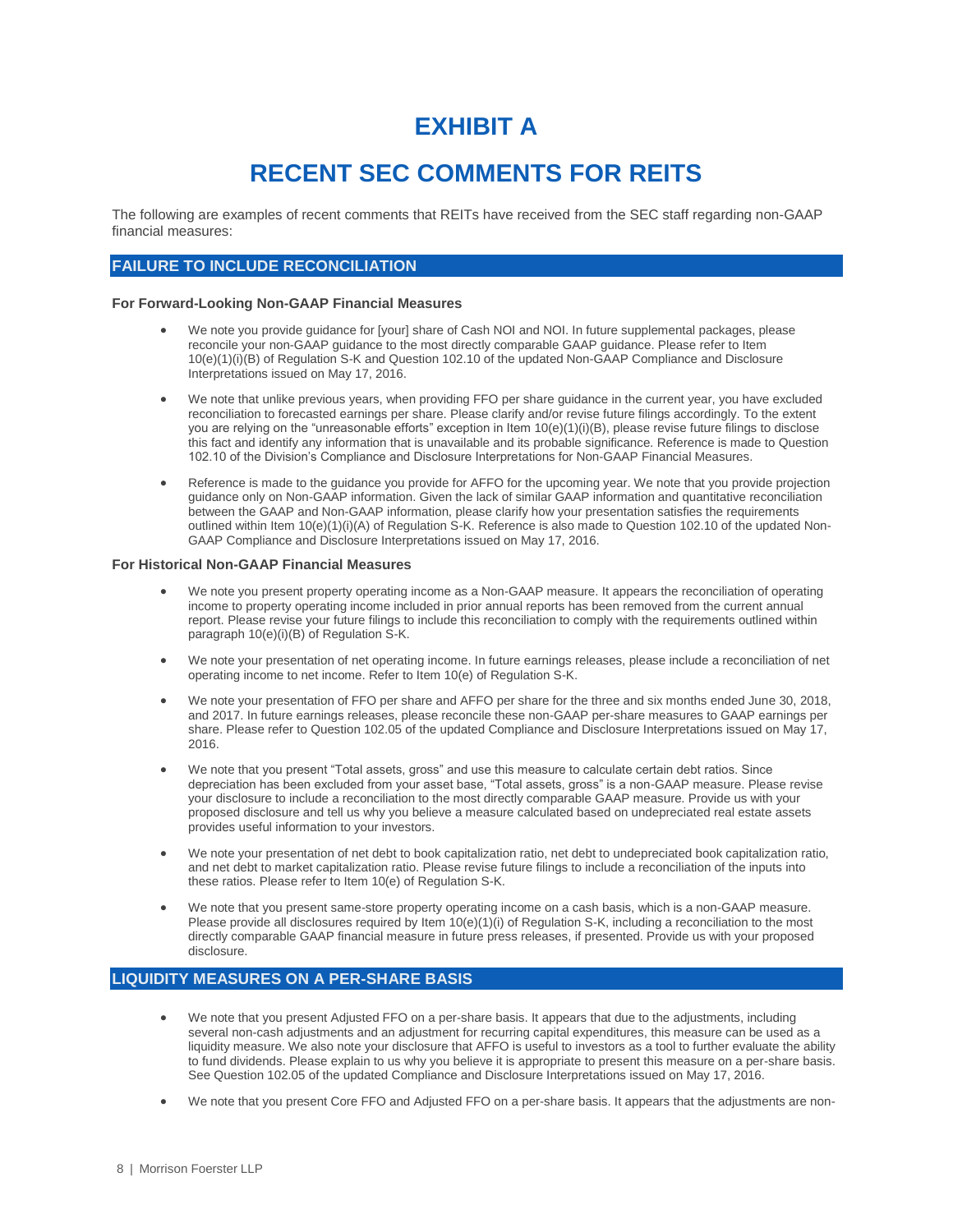# EXHIBIT A

# RECENT SEC COMMENTS FOR REITS

The following are examples of recent comments that REITs have received from the SEC staff regarding non-GAAP financial measures:

## FAILURE TO INCLUDE RECONCILIATION

### For Forward-Looking Non-GAAP Financial Measures

- We note you provide guidance for [your] share of Cash NOI and NOI. In future supplemental packages, please reconcile your non-GAAP guidance to the most directly comparable GAAP guidance. Please refer to Item 10(e)(1)(i)(B) of Regulation S-K and Question 102.10 of the updated Non-GAAP Compliance and Disclosure Interpretations issued on May 17, 2016.
- We note that unlike previous years, when providing FFO per share guidance in the current year, you have excluded reconciliation to forecasted earnings per share. Please clarify and/or revise future filings accordingly. To the extent you are relying on the "unreasonable efforts" exception in Item 10(e)(1)(i)(B), please revise future filings to disclose this fact and identify any information that is unavailable and its probable significance. Reference is made to Question 102.10 of the Division's Compliance and Disclosure Interpretations for Non-GAAP Financial Measures.
- Reference is made to the guidance you provide for AFFO for the upcoming year. We note that you provide projection guidance only on Non-GAAP information. Given the lack of similar GAAP information and quantitative reconciliation between the GAAP and Non-GAAP information, please clarify how your presentation satisfies the requirements outlined within Item 10(e)(1)(i)(A) of Regulation S-K. Reference is also made to Question 102.10 of the updated Non-GAAP Compliance and Disclosure Interpretations issued on May 17, 2016.

### For Historical Non-GAAP Financial Measures

- We note you present property operating income as a Non-GAAP measure. It appears the reconciliation of operating income to property operating income included in prior annual reports has been removed from the current annual report. Please revise your future filings to include this reconciliation to comply with the requirements outlined within paragraph 10(e)(i)(B) of Regulation S-K.
- We note your presentation of net operating income. In future earnings releases, please include a reconciliation of net operating income to net income. Refer to Item 10(e) of Regulation S-K.
- We note your presentation of FFO per share and AFFO per share for the three and six months ended June 30, 2018, and 2017. In future earnings releases, please reconcile these non-GAAP per-share measures to GAAP earnings per share. Please refer to Question 102.05 of the updated Compliance and Disclosure Interpretations issued on May 17, 2016.
- We note that you present "Total assets, gross" and use this measure to calculate certain debt ratios. Since depreciation has been excluded from your asset base, "Total assets, gross" is a non-GAAP measure. Please revise your disclosure to include a reconciliation to the most directly comparable GAAP measure. Provide us with your proposed disclosure and tell us why you believe a measure calculated based on undepreciated real estate assets provides useful information to your investors.
- We note your presentation of net debt to book capitalization ratio, net debt to undepreciated book capitalization ratio, and net debt to market capitalization ratio. Please revise future filings to include a reconciliation of the inputs into these ratios. Please refer to Item 10(e) of Regulation S-K.
- We note that you present same-store property operating income on a cash basis, which is a non-GAAP measure. Please provide all disclosures required by Item 10(e)(1)(i) of Regulation S-K, including a reconciliation to the most directly comparable GAAP financial measure in future press releases, if presented. Provide us with your proposed disclosure.

## LIQUIDITY MEASURES ON A PER-SHARE BASIS

- We note that you present Adjusted FFO on a per-share basis. It appears that due to the adjustments, including several non-cash adjustments and an adjustment for recurring capital expenditures, this measure can be used as a liquidity measure. We also note your disclosure that AFFO is useful to investors as a tool to further evaluate the ability to fund dividends. Please explain to us why you believe it is appropriate to present this measure on a per-share basis. See Question 102.05 of the updated Compliance and Disclosure Interpretations issued on May 17, 2016.
- We note that you present Core FFO and Adjusted FFO on a per-share basis. It appears that the adjustments are non-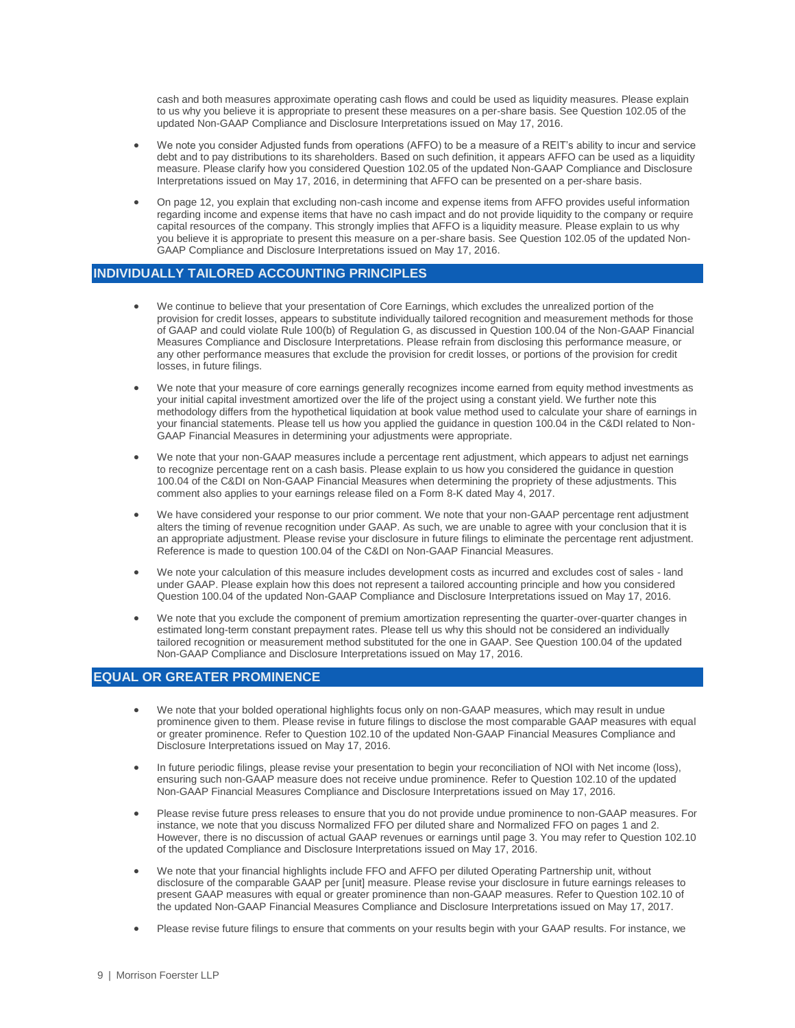cash and both measures approximate operating cash flows and could be used as liquidity measures. Please explain to us why you believe it is appropriate to present these measures on a per-share basis. See Question 102.05 of the updated Non-GAAP Compliance and Disclosure Interpretations issued on May 17, 2016.

- We note you consider Adjusted funds from operations (AFFO) to be a measure of a REIT's ability to incur and service debt and to pay distributions to its shareholders. Based on such definition, it appears AFFO can be used as a liquidity measure. Please clarify how you considered Question 102.05 of the updated Non-GAAP Compliance and Disclosure Interpretations issued on May 17, 2016, in determining that AFFO can be presented on a per-share basis.

- On page 12, you explain that excluding non-cash income and expense items from AFFO provides useful information regarding income and expense items that have no cash impact and do not provide liquidity to the company or require capital resources of the company. This strongly implies that AFFO is a liquidity measure. Please explain to us why you believe it is appropriate to present this measure on a per-share basis. See Question 102.05 of the updated Non-GAAP Compliance and Disclosure Interpretations issued on May 17, 2016.

## INDIVIDUALLY TAILORED ACCOUNTING PRINCIPLES

- We continue to believe that your presentation of Core Earnings, which excludes the unrealized portion of the provision for credit losses, appears to substitute individually tailored recognition and measurement methods for those of GAAP and could violate Rule 100(b) of Regulation G, as discussed in Question 100.04 of the Non-GAAP Financial Measures Compliance and Disclosure Interpretations. Please refrain from disclosing this performance measure, or any other performance measures that exclude the provision for credit losses, or portions of the provision for credit losses, in future filings.

- We note that your measure of core earnings generally recognizes income earned from equity method investments as your initial capital investment amortized over the life of the project using a constant yield. We further note this methodology differs from the hypothetical liquidation at book value method used to calculate your share of earnings in your financial statements. Please tell us how you applied the guidance in question 100.04 in the C&DI related to Non-GAAP Financial Measures in determining your adjustments were appropriate.

- We note that your non-GAAP measures include a percentage rent adjustment, which appears to adjust net earnings to recognize percentage rent on a cash basis. Please explain to us how you considered the guidance in question 100.04 of the C&DI on Non-GAAP Financial Measures when determining the propriety of these adjustments. This comment also applies to your earnings release filed on a Form 8-K dated May 4, 2017.

- We have considered your response to our prior comment. We note that your non-GAAP percentage rent adjustment alters the timing of revenue recognition under GAAP. As such, we are unable to agree with your conclusion that it is an appropriate adjustment. Please revise your disclosure in future filings to eliminate the percentage rent adjustment. Reference is made to question 100.04 of the C&DI on Non-GAAP Financial Measures.

- We note your calculation of this measure includes development costs as incurred and excludes cost of sales - land under GAAP. Please explain how this does not represent a tailored accounting principle and how you considered Question 100.04 of the updated Non-GAAP Compliance and Disclosure Interpretations issued on May 17, 2016.

- We note that you exclude the component of premium amortization representing the quarter-over-quarter changes in estimated long-term constant prepayment rates. Please tell us why this should not be considered an individually tailored recognition or measurement method substituted for the one in GAAP. See Question 100.04 of the updated Non-GAAP Compliance and Disclosure Interpretations issued on May 17, 2016.

## EQUAL OR GREATER PROMINENCE

- We note that your bolded operational highlights focus only on non-GAAP measures, which may result in undue prominence given to them. Please revise in future filings to disclose the most comparable GAAP measures with equal or greater prominence. Refer to Question 102.10 of the updated Non-GAAP Financial Measures Compliance and Disclosure Interpretations issued on May 17, 2016.

- In future periodic filings, please revise your presentation to begin your reconciliation of NOI with Net income (loss), ensuring such non-GAAP measure does not receive undue prominence. Refer to Question 102.10 of the updated Non-GAAP Financial Measures Compliance and Disclosure Interpretations issued on May 17, 2016.

- Please revise future press releases to ensure that you do not provide undue prominence to non-GAAP measures. For instance, we note that you discuss Normalized FFO per diluted share and Normalized FFO on pages 1 and 2. However, there is no discussion of actual GAAP revenues or earnings until page 3. You may refer to Question 102.10 of the updated Compliance and Disclosure Interpretations issued on May 17, 2016.

- We note that your financial highlights include FFO and AFFO per diluted Operating Partnership unit, without disclosure of the comparable GAAP per [unit] measure. Please revise your disclosure in future earnings releases to present GAAP measures with equal or greater prominence than non-GAAP measures. Refer to Question 102.10 of the updated Non-GAAP Financial Measures Compliance and Disclosure Interpretations issued on May 17, 2017.

- Please revise future filings to ensure that comments on your results begin with your GAAP results. For instance, we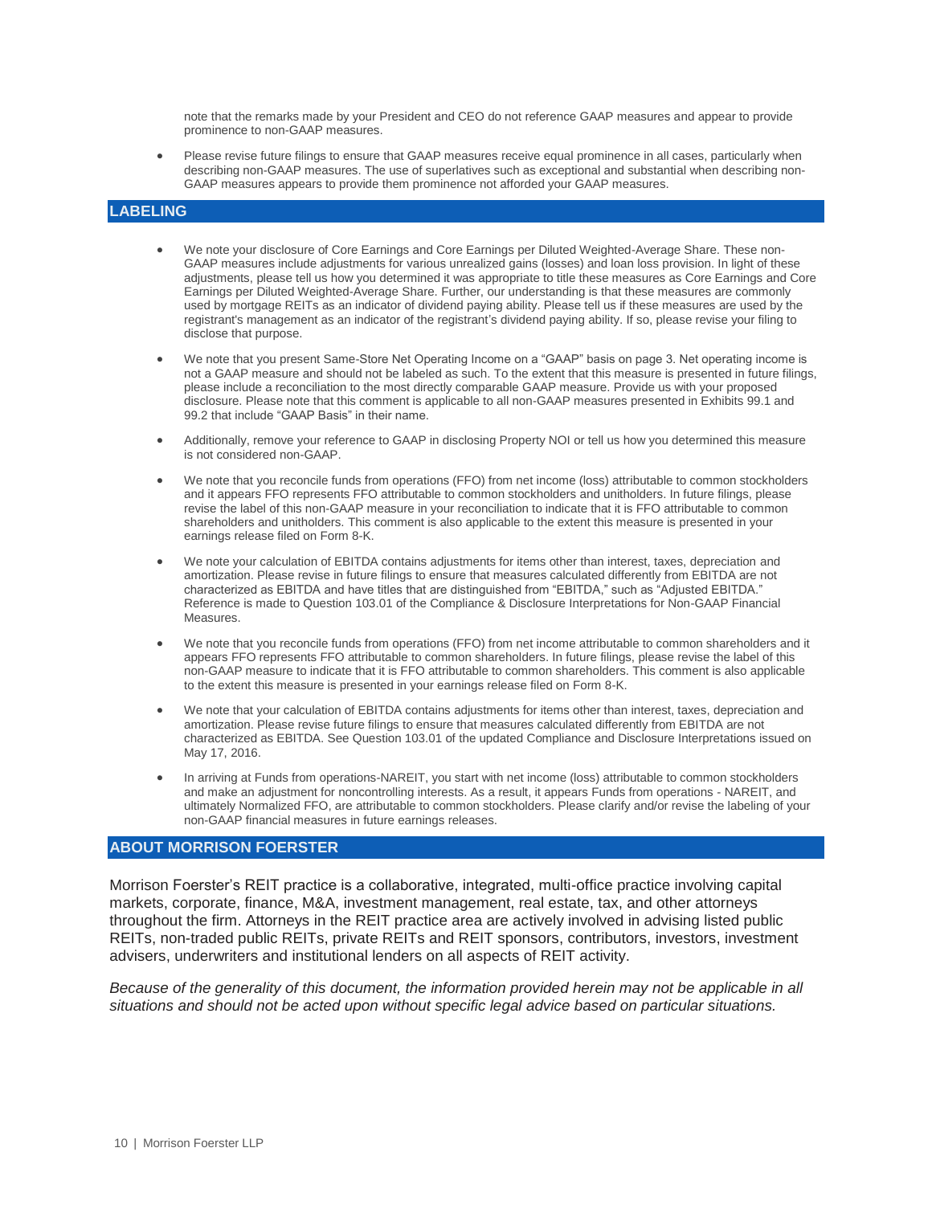note that the remarks made by your President and CEO do not reference GAAP measures and appear to provide prominence to non-GAAP measures.

- Please revise future filings to ensure that GAAP measures receive equal prominence in all cases, particularly when describing non-GAAP measures. The use of superlatives such as exceptional and substantial when describing non-GAAP measures appears to provide them prominence not afforded your GAAP measures.

## LABELING

- We note your disclosure of Core Earnings and Core Earnings per Diluted Weighted-Average Share. These non-GAAP measures include adjustments for various unrealized gains (losses) and loan loss provision. In light of these adjustments, please tell us how you determined it was appropriate to title these measures as Core Earnings and Core Earnings per Diluted Weighted-Average Share. Further, our understanding is that these measures are commonly used by mortgage REITs as an indicator of dividend paying ability. Please tell us if these measures are used by the registrant's management as an indicator of the registrant's dividend paying ability. If so, please revise your filing to disclose that purpose.

- We note that you present Same-Store Net Operating Income on a "GAAP" basis on page 3. Net operating income is not a GAAP measure and should not be labeled as such. To the extent that this measure is presented in future filings, please include a reconciliation to the most directly comparable GAAP measure. Provide us with your proposed disclosure. Please note that this comment is applicable to all non-GAAP measures presented in Exhibits 99.1 and 99.2 that include "GAAP Basis" in their name.

- Additionally, remove your reference to GAAP in disclosing Property NOI or tell us how you determined this measure is not considered non-GAAP.

- We note that you reconcile funds from operations (FFO) from net income (loss) attributable to common stockholders and it appears FFO represents FFO attributable to common stockholders and unitholders. In future filings, please revise the label of this non-GAAP measure in your reconciliation to indicate that it is FFO attributable to common shareholders and unitholders. This comment is also applicable to the extent this measure is presented in your earnings release filed on Form 8-K.

- We note your calculation of EBITDA contains adjustments for items other than interest, taxes, depreciation and amortization. Please revise in future filings to ensure that measures calculated differently from EBITDA are not characterized as EBITDA and have titles that are distinguished from "EBITDA," such as "Adjusted EBITDA." Reference is made to Question 103.01 of the Compliance & Disclosure Interpretations for Non-GAAP Financial Measures.

- We note that you reconcile funds from operations (FFO) from net income attributable to common shareholders and it appears FFO represents FFO attributable to common shareholders. In future filings, please revise the label of this non-GAAP measure to indicate that it is FFO attributable to common shareholders. This comment is also applicable to the extent this measure is presented in your earnings release filed on Form 8-K.

- We note that your calculation of EBITDA contains adjustments for items other than interest, taxes, depreciation and amortization. Please revise future filings to ensure that measures calculated differently from EBITDA are not characterized as EBITDA. See Question 103.01 of the updated Compliance and Disclosure Interpretations issued on May 17, 2016.

- In arriving at Funds from operations-NAREIT, you start with net income (loss) attributable to common stockholders and make an adjustment for noncontrolling interests. As a result, it appears Funds from operations - NAREIT, and ultimately Normalized FFO, are attributable to common stockholders. Please clarify and/or revise the labeling of your non-GAAP financial measures in future earnings releases.

## ABOUT MORRISON FOERSTER

Morrison Foerster's REIT practice is a collaborative, integrated, multi-office practice involving capital markets, corporate, finance, M&A, investment management, real estate, tax, and other attorneys throughout the firm. Attorneys in the REIT practice area are actively involved in advising listed public REITs, non-traded public REITs, private REITs and REIT sponsors, contributors, investors, investment advisers, underwriters and institutional lenders on all aspects of REIT activity.

*Because of the generality of this document, the information provided herein may not be applicable in all situations and should not be acted upon without specific legal advice based on particular situations.*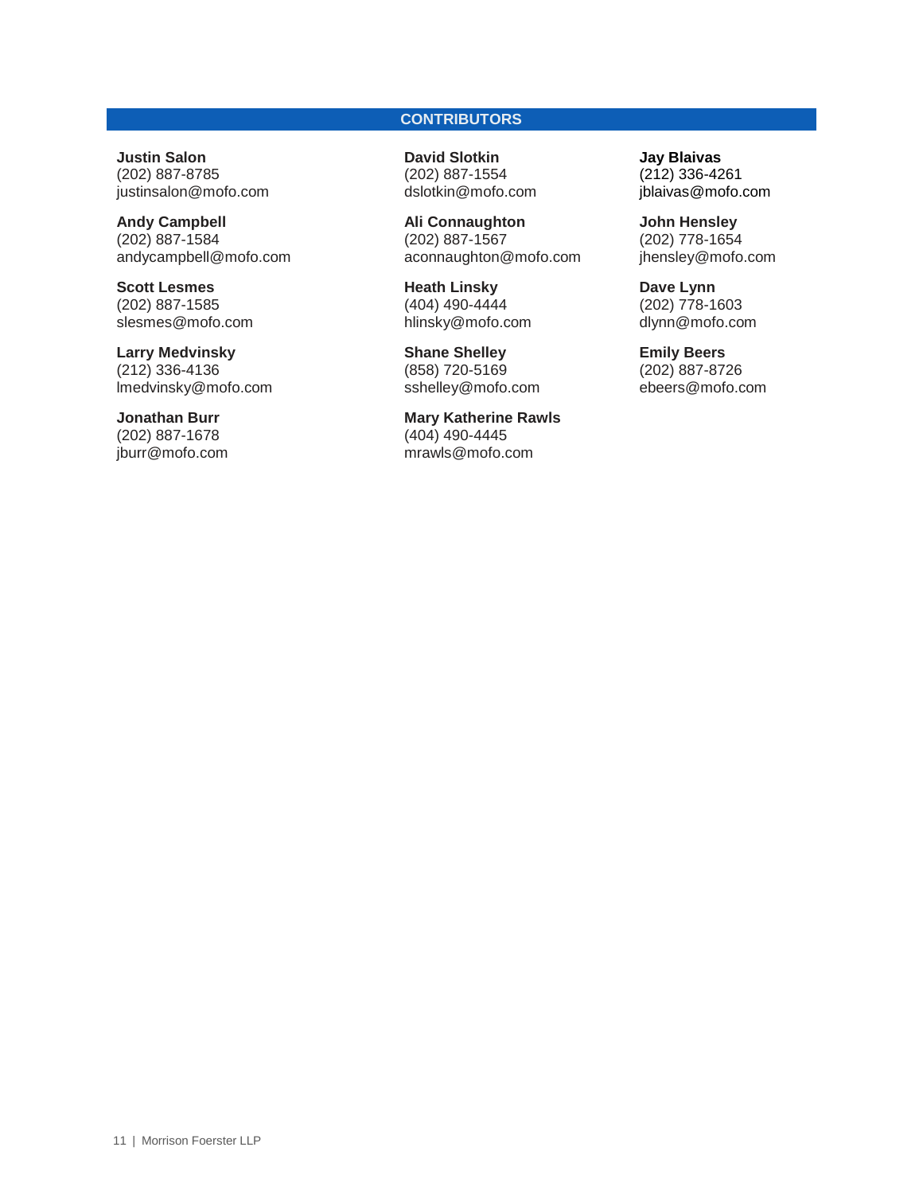## CONTRIBUTORS

**Justin Salon**
(202) 887-8785
justinsalon@mofo.com

**Andy Campbell**
(202) 887-1584
andycampbell@mofo.com

**Scott Lesmes**
(202) 887-1585
slesmes@mofo.com

**Larry Medvinsky**
(212) 336-4136
lmedvinsky@mofo.com

**Jonathan Burr**
(202) 887-1678
jburr@mofo.com

**David Slotkin**
(202) 887-1554
dslotkin@mofo.com

**Ali Connaughton**
(202) 887-1567
aconnaughton@mofo.com

**Heath Linsky**
(404) 490-4444
hlinsky@mofo.com

**Shane Shelley**
(858) 720-5169
sshelley@mofo.com

**Mary Katherine Rawls**
(404) 490-4445
mrawls@mofo.com

**Jay Blaivas**
(212) 336-4261
jblaivas@mofo.com

**John Hensley**
(202) 778-1654
jhensley@mofo.com

**Dave Lynn**
(202) 778-1603
dlynn@mofo.com

**Emily Beers**
(202) 887-8726
ebeers@mofo.com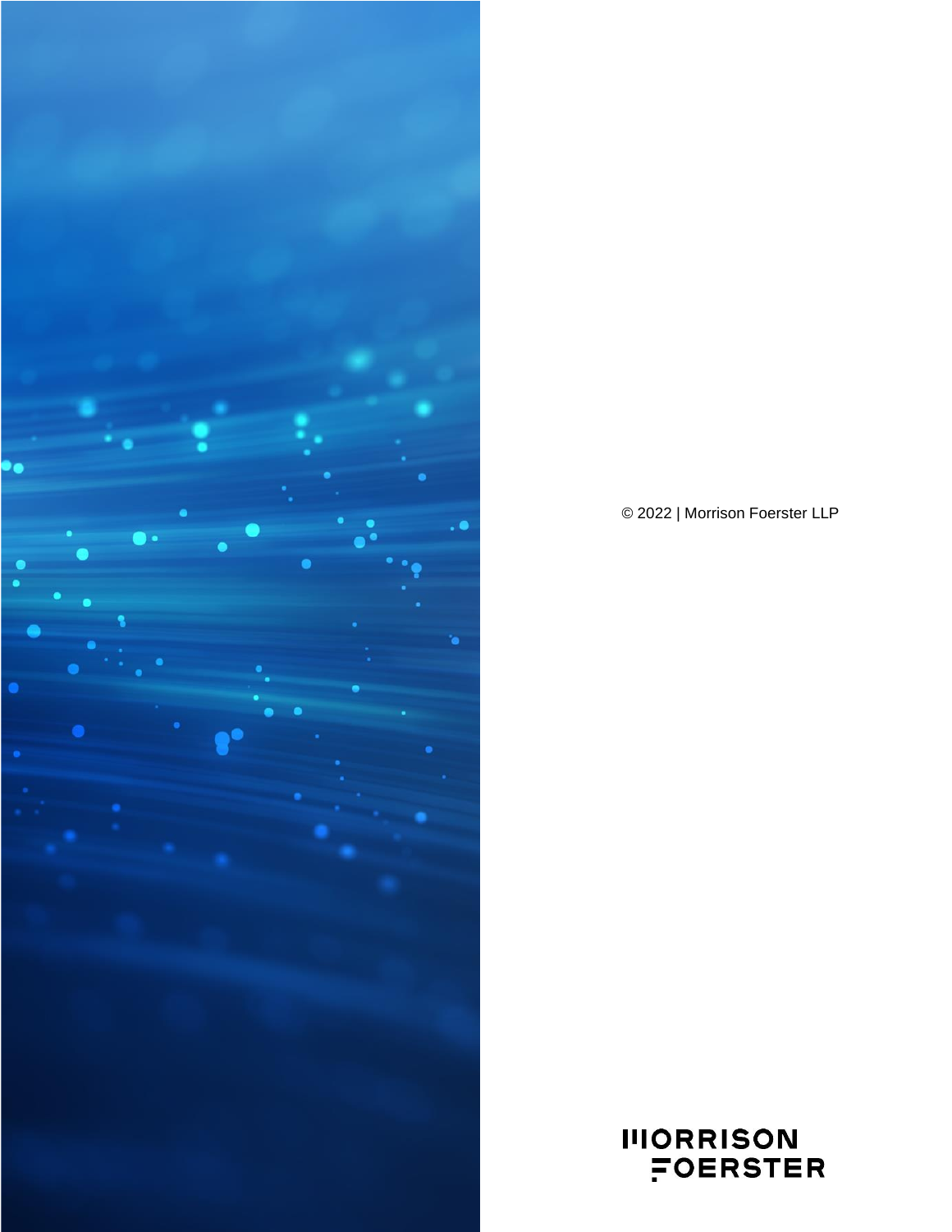© 2022 | Morrison Foerster LLP

MORRISON FOERSTER